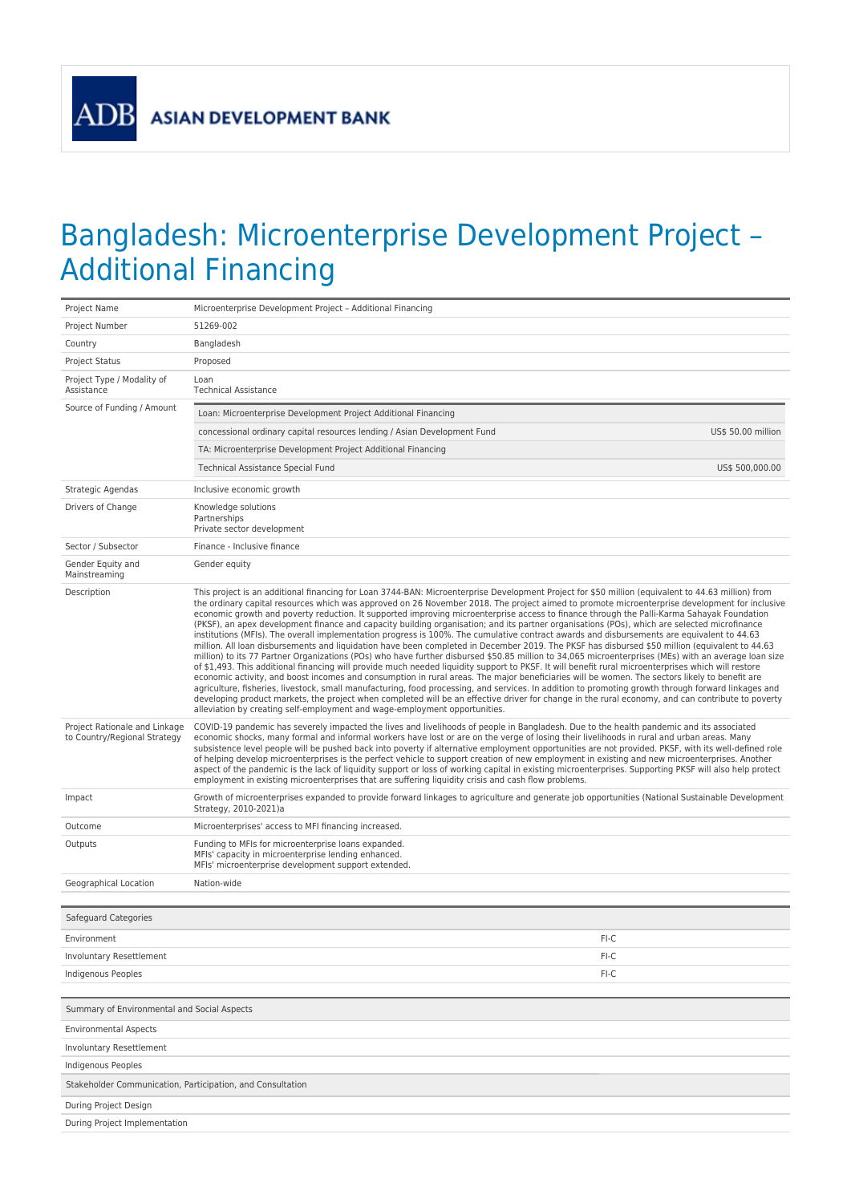ADB ASIAN DEVELOPMENT BANK

# Bangladesh: Microenterprise Development Project – Additional Financing

| | |
|---|---|
| Project Name | Microenterprise Development Project – Additional Financing |
| Project Number | 51269-002 |
| Country | Bangladesh |
| Project Status | Proposed |
| Project Type / Modality of Assistance | Loan<br>Technical Assistance |
| Source of Funding / Amount | Loan: Microenterprise Development Project Additional Financing<br>concessional ordinary capital resources lending / Asian Development Fund — US$ 50.00 million<br>TA: Microenterprise Development Project Additional Financing<br>Technical Assistance Special Fund — US$ 500,000.00 |
| Strategic Agendas | Inclusive economic growth |
| Drivers of Change | Knowledge solutions<br>Partnerships<br>Private sector development |
| Sector / Subsector | Finance - Inclusive finance |
| Gender Equity and Mainstreaming | Gender equity |
| Description | This project is an additional financing for Loan 3744-BAN: Microenterprise Development Project for $50 million (equivalent to 44.63 million) from the ordinary capital resources which was approved on 26 November 2018. The project aimed to promote microenterprise development for inclusive economic growth and poverty reduction. It supported improving microenterprise access to finance through the Palli-Karma Sahayak Foundation (PKSF), an apex development finance and capacity building organisation; and its partner organisations (POs), which are selected microfinance institutions (MFIs). The overall implementation progress is 100%. The cumulative contract awards and disbursements are equivalent to 44.63 million. All loan disbursements and liquidation have been completed in December 2019. The PKSF has disbursed $50 million (equivalent to 44.63 million) to its 77 Partner Organizations (POs) who have further disbursed $50.85 million to 34,065 microenterprises (MEs) with an average loan size of $1,493. This additional financing will provide much needed liquidity support to PKSF. It will benefit rural microenterprises which will restore economic activity, and boost incomes and consumption in rural areas. The major beneficiaries will be women. The sectors likely to benefit are agriculture, fisheries, livestock, small manufacturing, food processing, and services. In addition to promoting growth through forward linkages and developing product markets, the project when completed will be an effective driver for change in the rural economy, and can contribute to poverty alleviation by creating self-employment and wage-employment opportunities. |
| Project Rationale and Linkage to Country/Regional Strategy | COVID-19 pandemic has severely impacted the lives and livelihoods of people in Bangladesh. Due to the health pandemic and its associated economic shocks, many formal and informal workers have lost or are on the verge of losing their livelihoods in rural and urban areas. Many subsistence level people will be pushed back into poverty if alternative employment opportunities are not provided. PKSF, with its well-defined role of helping develop microenterprises is the perfect vehicle to support creation of new employment in existing and new microenterprises. Another aspect of the pandemic is the lack of liquidity support or loss of working capital in existing microenterprises. Supporting PKSF will also help protect employment in existing microenterprises that are suffering liquidity crisis and cash flow problems. |
| Impact | Growth of microenterprises expanded to provide forward linkages to agriculture and generate job opportunities (National Sustainable Development Strategy, 2010-2021)a |
| Outcome | Microenterprises' access to MFI financing increased. |
| Outputs | Funding to MFIs for microenterprise loans expanded.<br>MFIs' capacity in microenterprise lending enhanced.<br>MFIs' microenterprise development support extended. |
| Geographical Location | Nation-wide |

| Safeguard Categories | |
|---|---|
| Environment | FI-C |
| Involuntary Resettlement | FI-C |
| Indigenous Peoples | FI-C |

| Summary of Environmental and Social Aspects |
|---|
| Environmental Aspects |
| Involuntary Resettlement |
| Indigenous Peoples |

| Stakeholder Communication, Participation, and Consultation |
|---|
| During Project Design |
| During Project Implementation |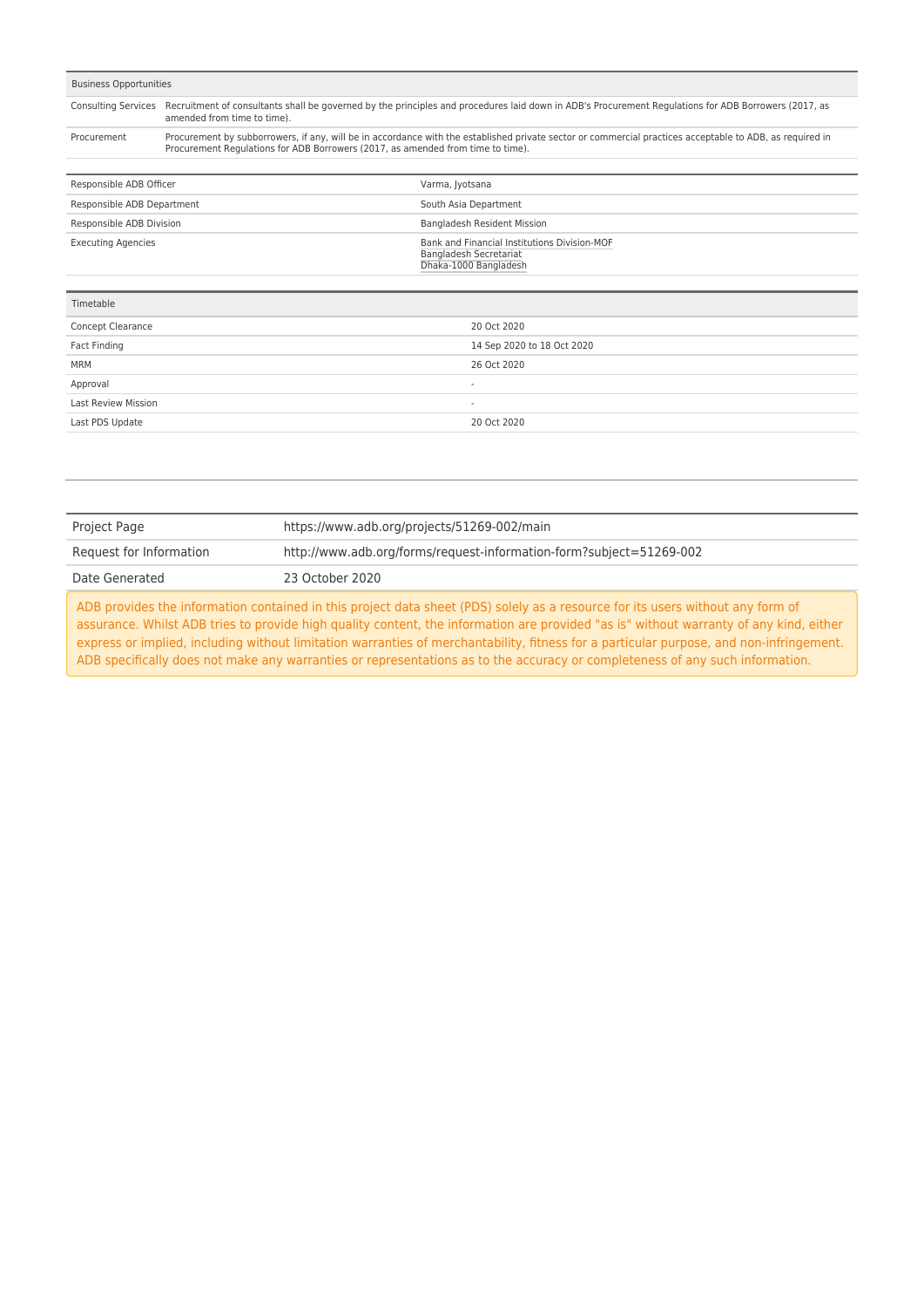| Business Opportunities | |
|---|---|
| Consulting Services | Recruitment of consultants shall be governed by the principles and procedures laid down in ADB's Procurement Regulations for ADB Borrowers (2017, as amended from time to time). |
| Procurement | Procurement by subborrowers, if any, will be in accordance with the established private sector or commercial practices acceptable to ADB, as required in Procurement Regulations for ADB Borrowers (2017, as amended from time to time). |

| | |
|---|---|
| Responsible ADB Officer | Varma, Jyotsana |
| Responsible ADB Department | South Asia Department |
| Responsible ADB Division | Bangladesh Resident Mission |
| Executing Agencies | Bank and Financial Institutions Division-MOF<br>Bangladesh Secretariat<br>Dhaka-1000 Bangladesh |

| Timetable | |
|---|---|
| Concept Clearance | 20 Oct 2020 |
| Fact Finding | 14 Sep 2020 to 18 Oct 2020 |
| MRM | 26 Oct 2020 |
| Approval | - |
| Last Review Mission | - |
| Last PDS Update | 20 Oct 2020 |

| | |
|---|---|
| Project Page | https://www.adb.org/projects/51269-002/main |
| Request for Information | http://www.adb.org/forms/request-information-form?subject=51269-002 |
| Date Generated | 23 October 2020 |

ADB provides the information contained in this project data sheet (PDS) solely as a resource for its users without any form of assurance. Whilst ADB tries to provide high quality content, the information are provided "as is" without warranty of any kind, either express or implied, including without limitation warranties of merchantability, fitness for a particular purpose, and non-infringement. ADB specifically does not make any warranties or representations as to the accuracy or completeness of any such information.